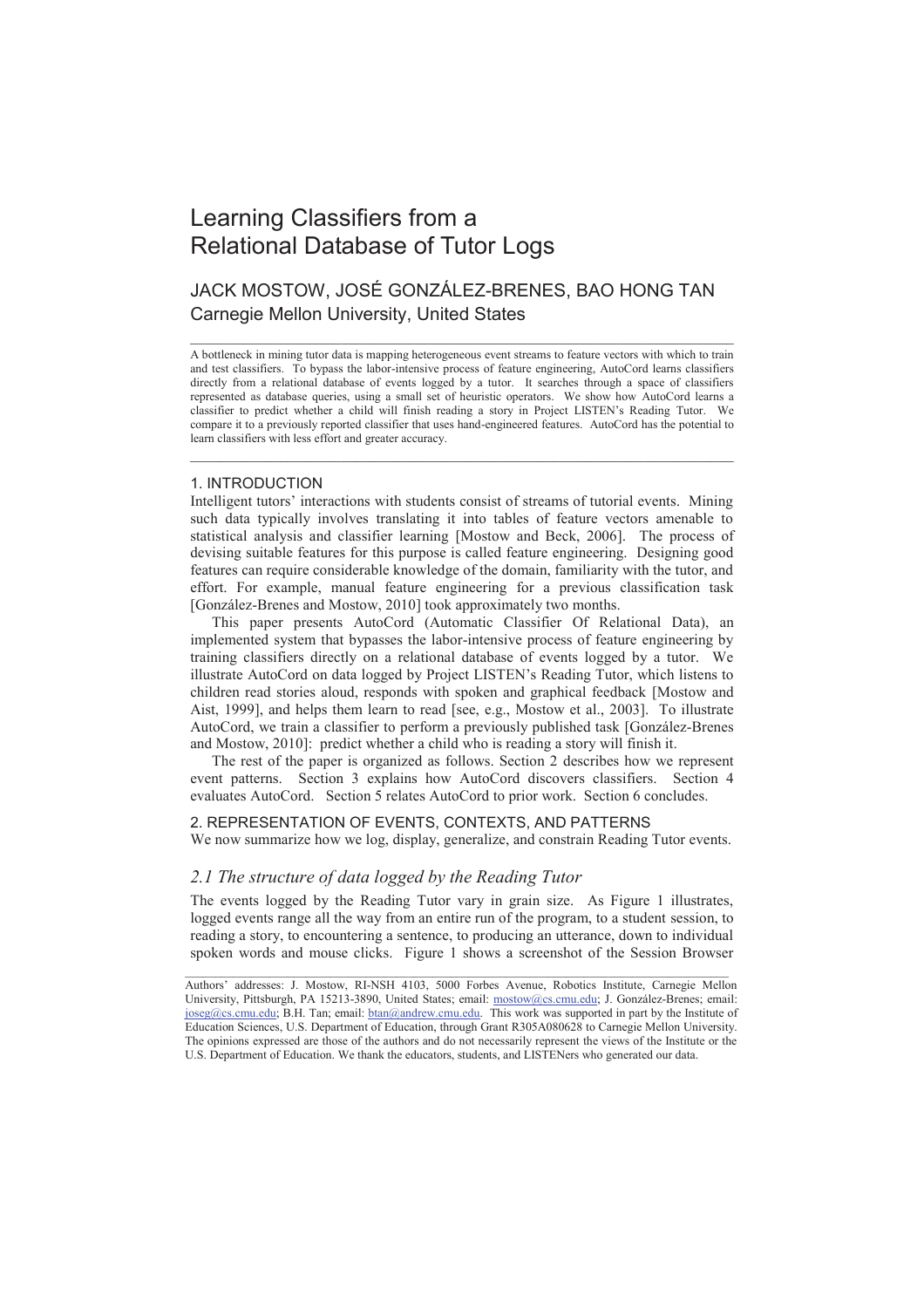# Learning Classifiers from a Relational Database of Tutor Logs

JACK MOSTOW, JOSÉ GONZÁLEZ-BRENES, BAO HONG TAN
Carnegie Mellon University, United States

A bottleneck in mining tutor data is mapping heterogeneous event streams to feature vectors with which to train and test classifiers. To bypass the labor-intensive process of feature engineering, AutoCord learns classifiers directly from a relational database of events logged by a tutor. It searches through a space of classifiers represented as database queries, using a small set of heuristic operators. We show how AutoCord learns a classifier to predict whether a child will finish reading a story in Project LISTEN's Reading Tutor. We compare it to a previously reported classifier that uses hand-engineered features. AutoCord has the potential to learn classifiers with less effort and greater accuracy.

## 1. INTRODUCTION

Intelligent tutors' interactions with students consist of streams of tutorial events. Mining such data typically involves translating it into tables of feature vectors amenable to statistical analysis and classifier learning [Mostow and Beck, 2006]. The process of devising suitable features for this purpose is called feature engineering. Designing good features can require considerable knowledge of the domain, familiarity with the tutor, and effort. For example, manual feature engineering for a previous classification task [González-Brenes and Mostow, 2010] took approximately two months.

This paper presents AutoCord (Automatic Classifier Of Relational Data), an implemented system that bypasses the labor-intensive process of feature engineering by training classifiers directly on a relational database of events logged by a tutor. We illustrate AutoCord on data logged by Project LISTEN's Reading Tutor, which listens to children read stories aloud, responds with spoken and graphical feedback [Mostow and Aist, 1999], and helps them learn to read [see, e.g., Mostow et al., 2003]. To illustrate AutoCord, we train a classifier to perform a previously published task [González-Brenes and Mostow, 2010]: predict whether a child who is reading a story will finish it.

The rest of the paper is organized as follows. Section 2 describes how we represent event patterns. Section 3 explains how AutoCord discovers classifiers. Section 4 evaluates AutoCord. Section 5 relates AutoCord to prior work. Section 6 concludes.

## 2. REPRESENTATION OF EVENTS, CONTEXTS, AND PATTERNS

We now summarize how we log, display, generalize, and constrain Reading Tutor events.

### *2.1 The structure of data logged by the Reading Tutor*

The events logged by the Reading Tutor vary in grain size. As Figure 1 illustrates, logged events range all the way from an entire run of the program, to a student session, to reading a story, to encountering a sentence, to producing an utterance, down to individual spoken words and mouse clicks. Figure 1 shows a screenshot of the Session Browser

---

Authors' addresses: J. Mostow, RI-NSH 4103, 5000 Forbes Avenue, Robotics Institute, Carnegie Mellon University, Pittsburgh, PA 15213-3890, United States; email: mostow@cs.cmu.edu; J. González-Brenes; email: joseg@cs.cmu.edu; B.H. Tan; email: btan@andrew.cmu.edu. This work was supported in part by the Institute of Education Sciences, U.S. Department of Education, through Grant R305A080628 to Carnegie Mellon University. The opinions expressed are those of the authors and do not necessarily represent the views of the Institute or the U.S. Department of Education. We thank the educators, students, and LISTENers who generated our data.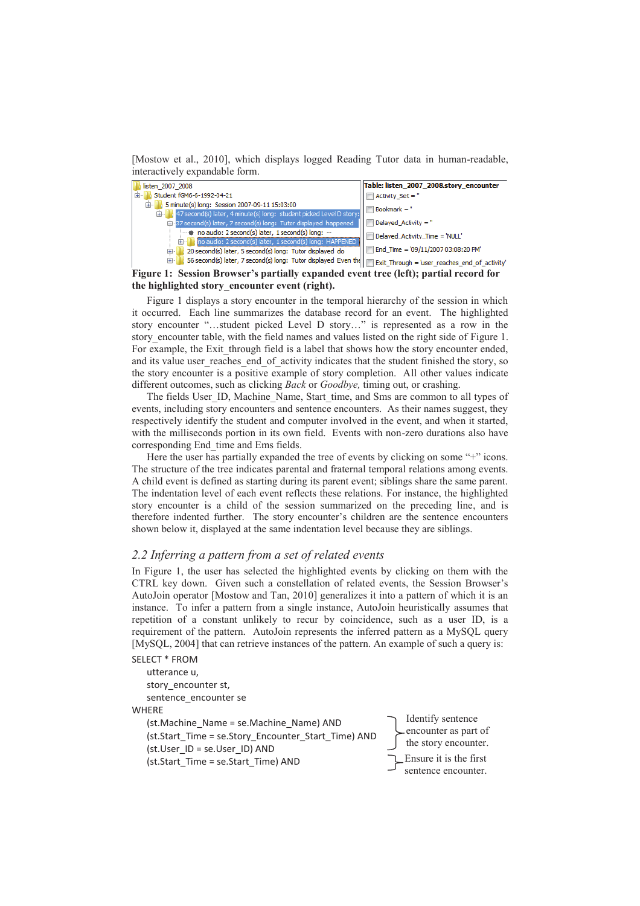[Mostow et al., 2010], which displays logged Reading Tutor data in human-readable, interactively expandable form.

listen_2007_2008
Student fGM6-6-1992-04-21
5 minute(s) long: Session 2007-09-11 15:03:00
47 second(s) later, 4 minute(s) long: student picked Level D story:
37 second(s) later, 7 second(s) long: Tutor displayed happened
no audio: 2 second(s) later, 1 second(s) long: --
no audio: 2 second(s) later, 1 second(s) long: HAPPENED
20 second(s) later, 5 second(s) long: Tutor displayed do
56 second(s) later, 7 second(s) long: Tutor displayed Even the

Table: listen_2007_2008.story_encounter
Activity_Set = ''
Bookmark = ''
Delayed_Activity = ''
Delayed_Activity_Time = 'NULL'
End_Time = '09/11/2007 03:08:20 PM'
Exit_Through = 'user_reaches_end_of_activity'

**Figure 1: Session Browser's partially expanded event tree (left); partial record for the highlighted story_encounter event (right).**

Figure 1 displays a story encounter in the temporal hierarchy of the session in which it occurred. Each line summarizes the database record for an event. The highlighted story encounter "…student picked Level D story…" is represented as a row in the story_encounter table, with the field names and values listed on the right side of Figure 1. For example, the Exit_through field is a label that shows how the story encounter ended, and its value user_reaches_end_of_activity indicates that the student finished the story, so the story encounter is a positive example of story completion. All other values indicate different outcomes, such as clicking *Back* or *Goodbye,* timing out, or crashing.

The fields User_ID, Machine_Name, Start_time, and Sms are common to all types of events, including story encounters and sentence encounters. As their names suggest, they respectively identify the student and computer involved in the event, and when it started, with the milliseconds portion in its own field. Events with non-zero durations also have corresponding End_time and Ems fields.

Here the user has partially expanded the tree of events by clicking on some "+" icons. The structure of the tree indicates parental and fraternal temporal relations among events. A child event is defined as starting during its parent event; siblings share the same parent. The indentation level of each event reflects these relations. For instance, the highlighted story encounter is a child of the session summarized on the preceding line, and is therefore indented further. The story encounter's children are the sentence encounters shown below it, displayed at the same indentation level because they are siblings.

## *2.2 Inferring a pattern from a set of related events*

In Figure 1, the user has selected the highlighted events by clicking on them with the CTRL key down. Given such a constellation of related events, the Session Browser's AutoJoin operator [Mostow and Tan, 2010] generalizes it into a pattern of which it is an instance. To infer a pattern from a single instance, AutoJoin heuristically assumes that repetition of a constant unlikely to recur by coincidence, such as a user ID, is a requirement of the pattern. AutoJoin represents the inferred pattern as a MySQL query [MySQL, 2004] that can retrieve instances of the pattern. An example of such a query is:

```
SELECT * FROM
    utterance u,
    story_encounter st,
    sentence_encounter se
WHERE
    (st.Machine_Name = se.Machine_Name) AND           } Identify sentence
    (st.Start_Time = se.Story_Encounter_Start_Time) AND } encounter as part of
    (st.User_ID = se.User_ID) AND                       } the story encounter.
    (st.Start_Time = se.Start_Time) AND               } Ensure it is the first
                                                        sentence encounter.
```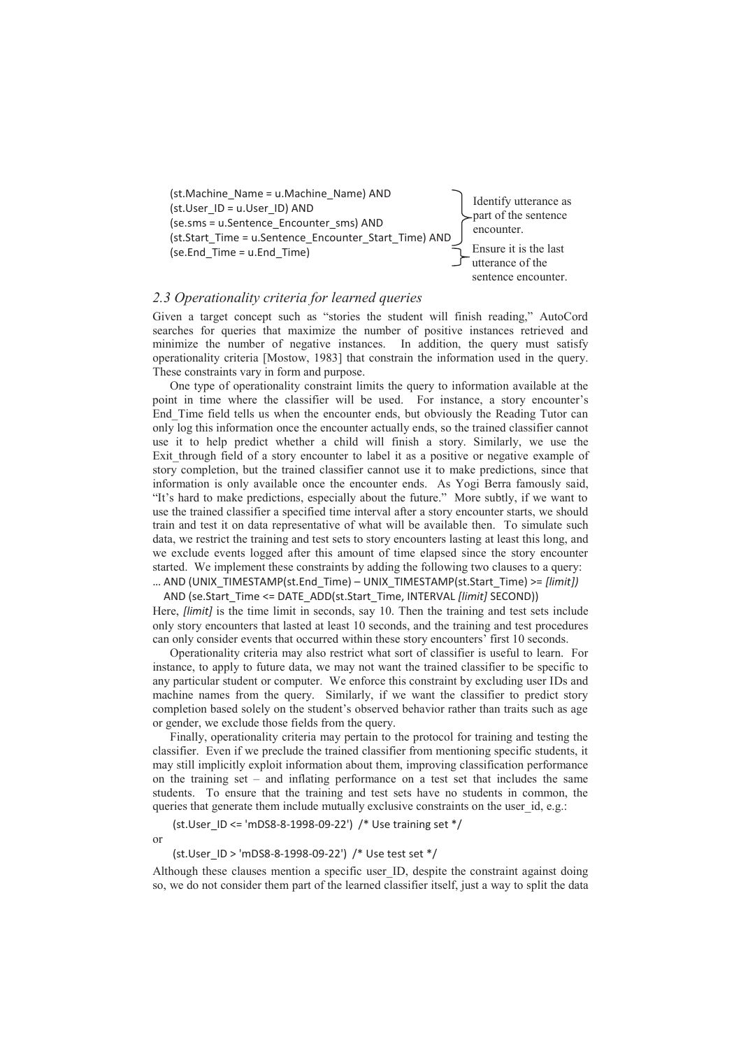```
(st.Machine_Name = u.Machine_Name) AND
(st.User_ID = u.User_ID) AND
(se.sms = u.Sentence_Encounter_sms) AND
(st.Start_Time = u.Sentence_Encounter_Start_Time) AND
(se.End_Time = u.End_Time)
```

Identify utterance as part of the sentence encounter.

Ensure it is the last utterance of the sentence encounter.

### *2.3 Operationality criteria for learned queries*

Given a target concept such as "stories the student will finish reading," AutoCord searches for queries that maximize the number of positive instances retrieved and minimize the number of negative instances. In addition, the query must satisfy operationality criteria [Mostow, 1983] that constrain the information used in the query. These constraints vary in form and purpose.

One type of operationality constraint limits the query to information available at the point in time where the classifier will be used. For instance, a story encounter's End_Time field tells us when the encounter ends, but obviously the Reading Tutor can only log this information once the encounter actually ends, so the trained classifier cannot use it to help predict whether a child will finish a story. Similarly, we use the Exit_through field of a story encounter to label it as a positive or negative example of story completion, but the trained classifier cannot use it to make predictions, since that information is only available once the encounter ends. As Yogi Berra famously said, "It's hard to make predictions, especially about the future." More subtly, if we want to use the trained classifier a specified time interval after a story encounter starts, we should train and test it on data representative of what will be available then. To simulate such data, we restrict the training and test sets to story encounters lasting at least this long, and we exclude events logged after this amount of time elapsed since the story encounter started. We implement these constraints by adding the following two clauses to a query:

```
… AND (UNIX_TIMESTAMP(st.End_Time) – UNIX_TIMESTAMP(st.Start_Time) >= [limit])
  AND (se.Start_Time <= DATE_ADD(st.Start_Time, INTERVAL [limit] SECOND))
```

Here, *[limit]* is the time limit in seconds, say 10. Then the training and test sets include only story encounters that lasted at least 10 seconds, and the training and test procedures can only consider events that occurred within these story encounters' first 10 seconds.

Operationality criteria may also restrict what sort of classifier is useful to learn. For instance, to apply to future data, we may not want the trained classifier to be specific to any particular student or computer. We enforce this constraint by excluding user IDs and machine names from the query. Similarly, if we want the classifier to predict story completion based solely on the student's observed behavior rather than traits such as age or gender, we exclude those fields from the query.

Finally, operationality criteria may pertain to the protocol for training and testing the classifier. Even if we preclude the trained classifier from mentioning specific students, it may still implicitly exploit information about them, improving classification performance on the training set – and inflating performance on a test set that includes the same students. To ensure that the training and test sets have no students in common, the queries that generate them include mutually exclusive constraints on the user_id, e.g.:

```
(st.User_ID <= 'mDS8-8-1998-09-22')  /* Use training set */
```

or

```
(st.User_ID > 'mDS8-8-1998-09-22')  /* Use test set */
```

Although these clauses mention a specific user_ID, despite the constraint against doing so, we do not consider them part of the learned classifier itself, just a way to split the data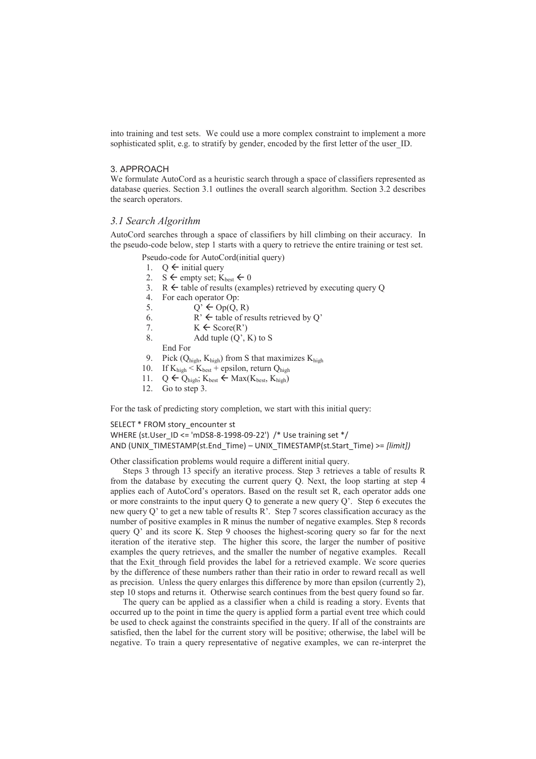into training and test sets. We could use a more complex constraint to implement a more sophisticated split, e.g. to stratify by gender, encoded by the first letter of the user_ID.

## 3. APPROACH

We formulate AutoCord as a heuristic search through a space of classifiers represented as database queries. Section 3.1 outlines the overall search algorithm. Section 3.2 describes the search operators.

### *3.1 Search Algorithm*

AutoCord searches through a space of classifiers by hill climbing on their accuracy. In the pseudo-code below, step 1 starts with a query to retrieve the entire training or test set.

Pseudo-code for AutoCord(initial query)

1. Q ← initial query
2. S ← empty set; $K_{best}$ ← 0
3. R ← table of results (examples) retrieved by executing query Q
4. For each operator Op:
5. &nbsp;&nbsp;&nbsp;&nbsp;Q' ← Op(Q, R)
6. &nbsp;&nbsp;&nbsp;&nbsp;R' ← table of results retrieved by Q'
7. &nbsp;&nbsp;&nbsp;&nbsp;K ← Score(R')
8. &nbsp;&nbsp;&nbsp;&nbsp;Add tuple (Q', K) to S

   End For
9. Pick ($Q_{high}$, $K_{high}$) from S that maximizes $K_{high}$
10. If $K_{high} < K_{best}$ + epsilon, return $Q_{high}$
11. Q ← $Q_{high}$; $K_{best}$ ← Max($K_{best}$, $K_{high}$)
12. Go to step 3.

For the task of predicting story completion, we start with this initial query:

```
SELECT * FROM story_encounter st
WHERE (st.User_ID <= 'mDS8-8-1998-09-22') /* Use training set */
AND (UNIX_TIMESTAMP(st.End_Time) – UNIX_TIMESTAMP(st.Start_Time) >= [limit])
```

Other classification problems would require a different initial query.

Steps 3 through 13 specify an iterative process. Step 3 retrieves a table of results R from the database by executing the current query Q. Next, the loop starting at step 4 applies each of AutoCord's operators. Based on the result set R, each operator adds one or more constraints to the input query Q to generate a new query Q'. Step 6 executes the new query Q' to get a new table of results R'. Step 7 scores classification accuracy as the number of positive examples in R minus the number of negative examples. Step 8 records query Q' and its score K. Step 9 chooses the highest-scoring query so far for the next iteration of the iterative step. The higher this score, the larger the number of positive examples the query retrieves, and the smaller the number of negative examples. Recall that the Exit_through field provides the label for a retrieved example. We score queries by the difference of these numbers rather than their ratio in order to reward recall as well as precision. Unless the query enlarges this difference by more than epsilon (currently 2), step 10 stops and returns it. Otherwise search continues from the best query found so far.

The query can be applied as a classifier when a child is reading a story. Events that occurred up to the point in time the query is applied form a partial event tree which could be used to check against the constraints specified in the query. If all of the constraints are satisfied, then the label for the current story will be positive; otherwise, the label will be negative. To train a query representative of negative examples, we can re-interpret the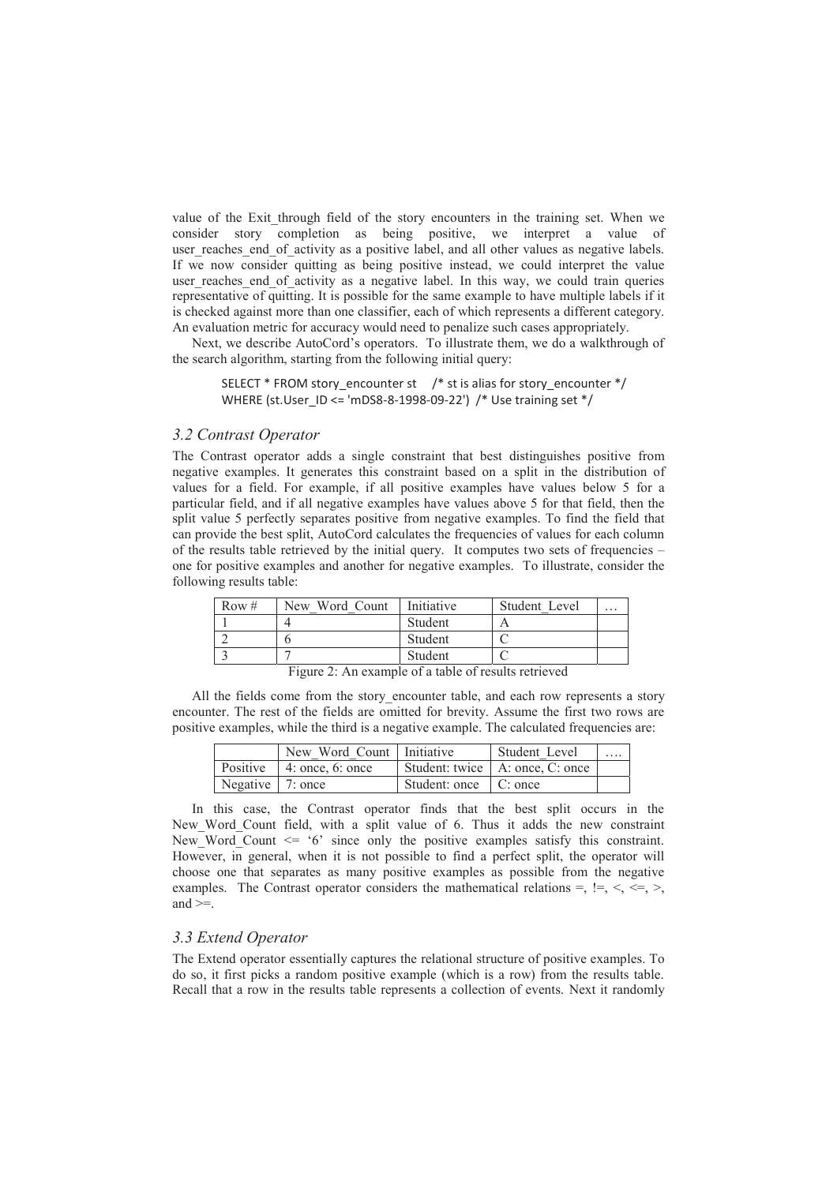value of the Exit_through field of the story encounters in the training set. When we consider story completion as being positive, we interpret a value of user_reaches_end_of_activity as a positive label, and all other values as negative labels. If we now consider quitting as being positive instead, we could interpret the value user_reaches_end_of_activity as a negative label. In this way, we could train queries representative of quitting. It is possible for the same example to have multiple labels if it is checked against more than one classifier, each of which represents a different category. An evaluation metric for accuracy would need to penalize such cases appropriately.

Next, we describe AutoCord's operators. To illustrate them, we do a walkthrough of the search algorithm, starting from the following initial query:

```
SELECT * FROM story_encounter st    /* st is alias for story_encounter */
WHERE (st.User_ID <= 'mDS8-8-1998-09-22')  /* Use training set */
```

### *3.2 Contrast Operator*

The Contrast operator adds a single constraint that best distinguishes positive from negative examples. It generates this constraint based on a split in the distribution of values for a field. For example, if all positive examples have values below 5 for a particular field, and if all negative examples have values above 5 for that field, then the split value 5 perfectly separates positive from negative examples. To find the field that can provide the best split, AutoCord calculates the frequencies of values for each column of the results table retrieved by the initial query. It computes two sets of frequencies – one for positive examples and another for negative examples. To illustrate, consider the following results table:

| Row # | New_Word_Count | Initiative | Student_Level | … |
|---|---|---|---|---|
| 1 | 4 | Student | A | |
| 2 | 6 | Student | C | |
| 3 | 7 | Student | C | |

Figure 2: An example of a table of results retrieved

All the fields come from the story_encounter table, and each row represents a story encounter. The rest of the fields are omitted for brevity. Assume the first two rows are positive examples, while the third is a negative example. The calculated frequencies are:

| | New_Word_Count | Initiative | Student_Level | …. |
|---|---|---|---|---|
| Positive | 4: once, 6: once | Student: twice | A: once, C: once | |
| Negative | 7: once | Student: once | C: once | |

In this case, the Contrast operator finds that the best split occurs in the New_Word_Count field, with a split value of 6. Thus it adds the new constraint New_Word_Count <= '6' since only the positive examples satisfy this constraint. However, in general, when it is not possible to find a perfect split, the operator will choose one that separates as many positive examples as possible from the negative examples. The Contrast operator considers the mathematical relations =, !=, <, <=, >, and >=.

### *3.3 Extend Operator*

The Extend operator essentially captures the relational structure of positive examples. To do so, it first picks a random positive example (which is a row) from the results table. Recall that a row in the results table represents a collection of events. Next it randomly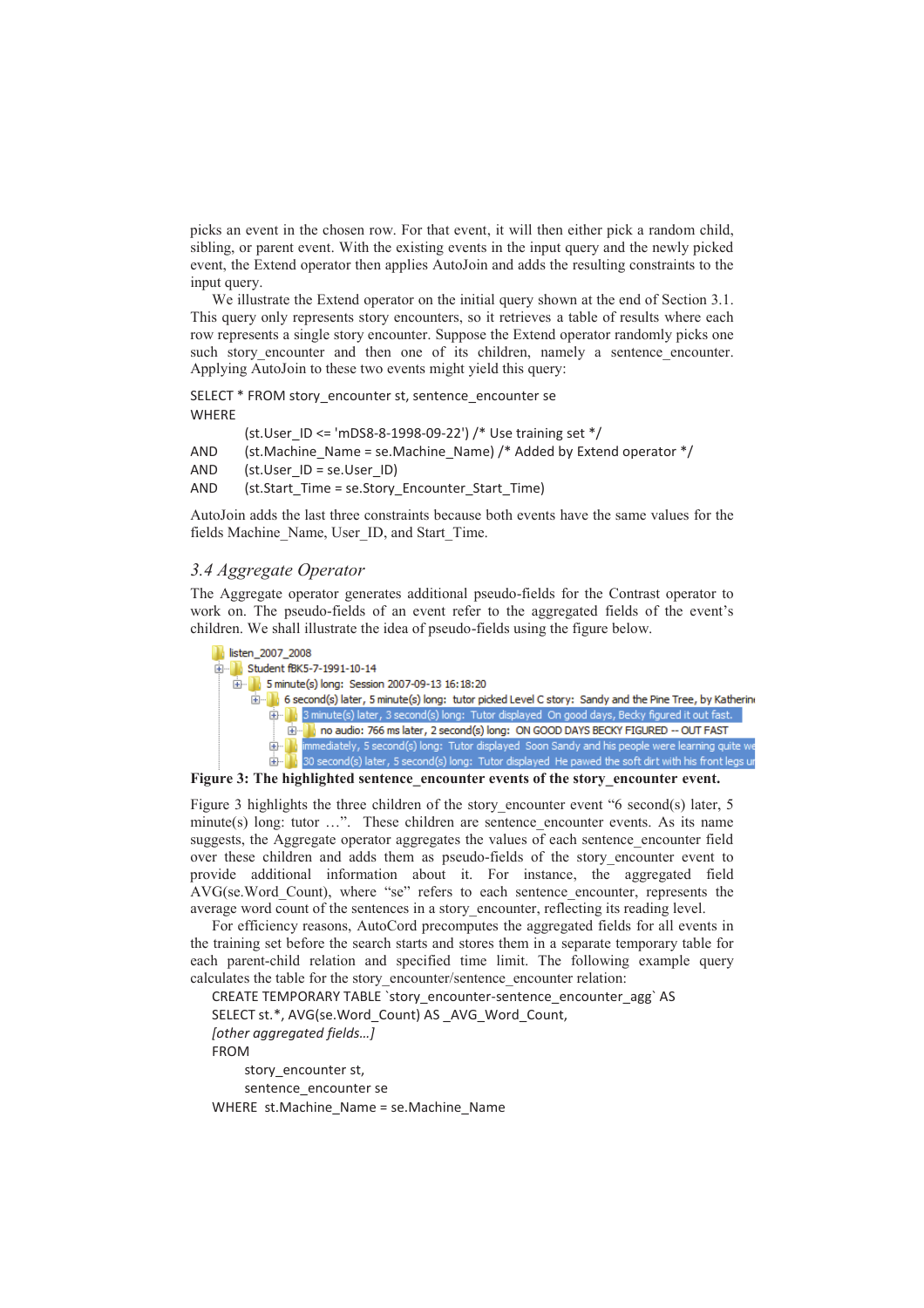picks an event in the chosen row. For that event, it will then either pick a random child, sibling, or parent event. With the existing events in the input query and the newly picked event, the Extend operator then applies AutoJoin and adds the resulting constraints to the input query.

We illustrate the Extend operator on the initial query shown at the end of Section 3.1. This query only represents story encounters, so it retrieves a table of results where each row represents a single story encounter. Suppose the Extend operator randomly picks one such story_encounter and then one of its children, namely a sentence_encounter. Applying AutoJoin to these two events might yield this query:

```
SELECT * FROM story_encounter st, sentence_encounter se
WHERE
        (st.User_ID <= 'mDS8-8-1998-09-22') /* Use training set */
AND     (st.Machine_Name = se.Machine_Name) /* Added by Extend operator */
AND     (st.User_ID = se.User_ID)
AND     (st.Start_Time = se.Story_Encounter_Start_Time)
```

AutoJoin adds the last three constraints because both events have the same values for the fields Machine_Name, User_ID, and Start_Time.

### 3.4 Aggregate Operator

The Aggregate operator generates additional pseudo-fields for the Contrast operator to work on. The pseudo-fields of an event refer to the aggregated fields of the event's children. We shall illustrate the idea of pseudo-fields using the figure below.

listen_2007_2008
Student fBK5-7-1991-10-14
5 minute(s) long: Session 2007-09-13 16:18:20
6 second(s) later, 5 minute(s) long: tutor picked Level C story: Sandy and the Pine Tree, by Katherin
3 minute(s) later, 3 second(s) long: Tutor displayed On good days, Becky figured it out fast.
no audio: 766 ms later, 2 second(s) long: ON GOOD DAYS BECKY FIGURED -- OUT FAST
immediately, 5 second(s) long: Tutor displayed Soon Sandy and his people were learning quite we
30 second(s) later, 5 second(s) long: Tutor displayed He pawed the soft dirt with his front legs ur

**Figure 3: The highlighted sentence_encounter events of the story_encounter event.**

Figure 3 highlights the three children of the story_encounter event "6 second(s) later, 5 minute(s) long: tutor …". These children are sentence_encounter events. As its name suggests, the Aggregate operator aggregates the values of each sentence_encounter field over these children and adds them as pseudo-fields of the story_encounter event to provide additional information about it. For instance, the aggregated field AVG(se.Word_Count), where "se" refers to each sentence_encounter, represents the average word count of the sentences in a story_encounter, reflecting its reading level.

For efficiency reasons, AutoCord precomputes the aggregated fields for all events in the training set before the search starts and stores them in a separate temporary table for each parent-child relation and specified time limit. The following example query calculates the table for the story_encounter/sentence_encounter relation:

```
CREATE TEMPORARY TABLE `story_encounter-sentence_encounter_agg` AS
SELECT st.*, AVG(se.Word_Count) AS _AVG_Word_Count,
[other aggregated fields…]
FROM
    story_encounter st,
    sentence_encounter se
WHERE  st.Machine_Name = se.Machine_Name
```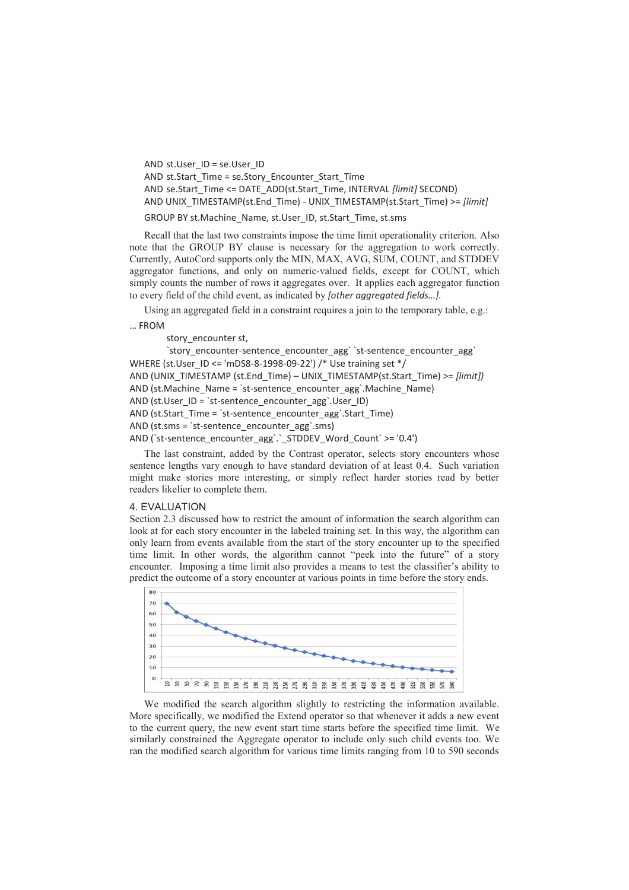```
AND st.User_ID = se.User_ID
AND st.Start_Time = se.Story_Encounter_Start_Time
AND se.Start_Time <= DATE_ADD(st.Start_Time, INTERVAL [limit] SECOND)
AND UNIX_TIMESTAMP(st.End_Time) - UNIX_TIMESTAMP(st.Start_Time) >= [limit]
GROUP BY st.Machine_Name, st.User_ID, st.Start_Time, st.sms
```

Recall that the last two constraints impose the time limit operationality criterion. Also note that the GROUP BY clause is necessary for the aggregation to work correctly. Currently, AutoCord supports only the MIN, MAX, AVG, SUM, COUNT, and STDDEV aggregator functions, and only on numeric-valued fields, except for COUNT, which simply counts the number of rows it aggregates over. It applies each aggregator function to every field of the child event, as indicated by *[other aggregated fields…]*.

Using an aggregated field in a constraint requires a join to the temporary table, e.g.:

```
… FROM
    story_encounter st,
    `story_encounter-sentence_encounter_agg` `st-sentence_encounter_agg`
WHERE (st.User_ID <= 'mDS8-8-1998-09-22') /* Use training set */
AND (UNIX_TIMESTAMP (st.End_Time) – UNIX_TIMESTAMP(st.Start_Time) >= [limit])
AND (st.Machine_Name = `st-sentence_encounter_agg`.Machine_Name)
AND (st.User_ID = `st-sentence_encounter_agg`.User_ID)
AND (st.Start_Time = `st-sentence_encounter_agg`.Start_Time)
AND (st.sms = `st-sentence_encounter_agg`.sms)
AND (`st-sentence_encounter_agg`.`_STDDEV_Word_Count` >= '0.4')
```

The last constraint, added by the Contrast operator, selects story encounters whose sentence lengths vary enough to have standard deviation of at least 0.4. Such variation might make stories more interesting, or simply reflect harder stories read by better readers likelier to complete them.

## 4. EVALUATION

Section 2.3 discussed how to restrict the amount of information the search algorithm can look at for each story encounter in the labeled training set. In this way, the algorithm can only learn from events available from the start of the story encounter up to the specified time limit. In other words, the algorithm cannot "peek into the future" of a story encounter. Imposing a time limit also provides a means to test the classifier's ability to predict the outcome of a story encounter at various points in time before the story ends.

We modified the search algorithm slightly to restricting the information available. More specifically, we modified the Extend operator so that whenever it adds a new event to the current query, the new event start time starts before the specified time limit. We similarly constrained the Aggregate operator to include only such child events too. We ran the modified search algorithm for various time limits ranging from 10 to 590 seconds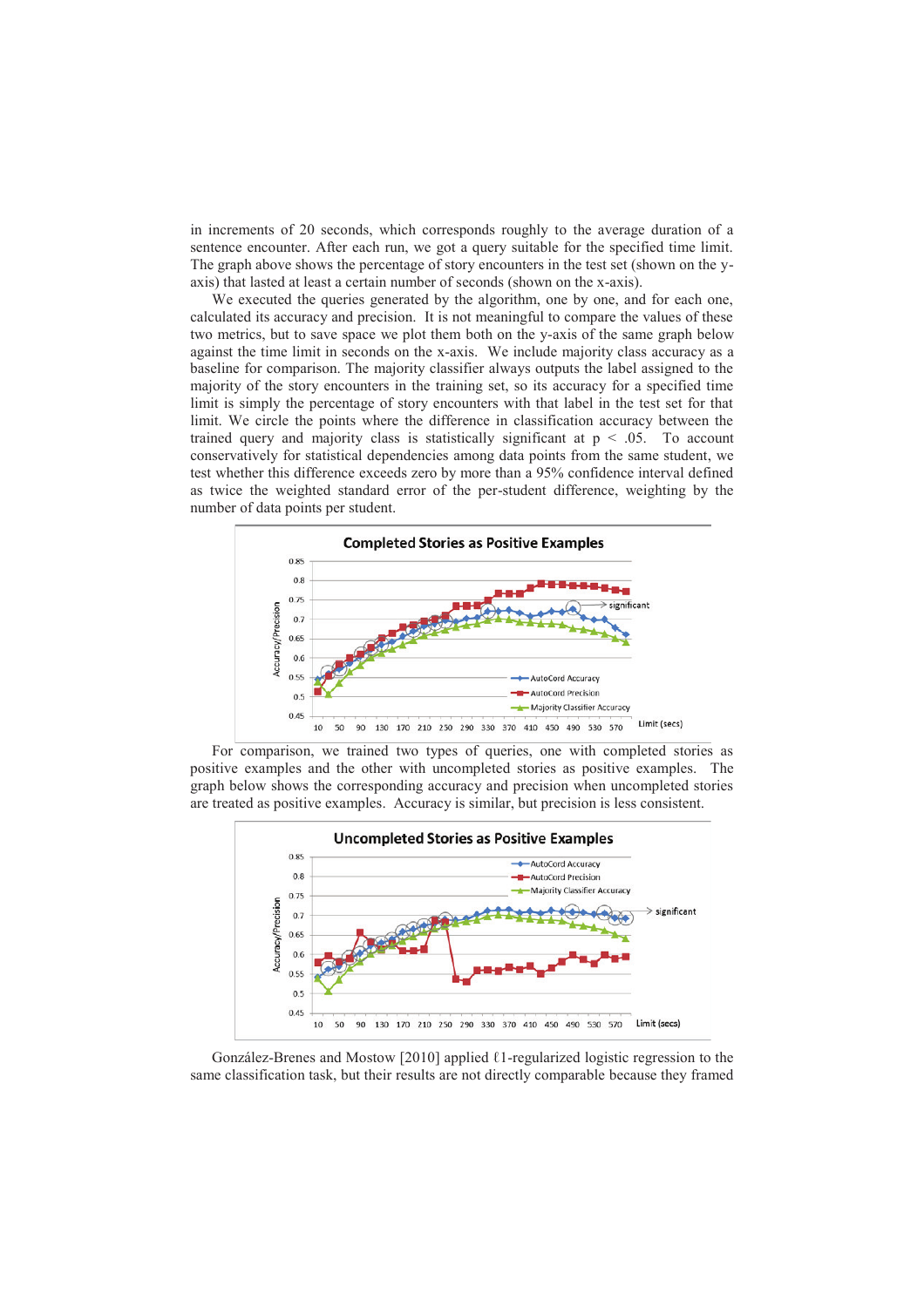in increments of 20 seconds, which corresponds roughly to the average duration of a sentence encounter. After each run, we got a query suitable for the specified time limit. The graph above shows the percentage of story encounters in the test set (shown on the y-axis) that lasted at least a certain number of seconds (shown on the x-axis).

We executed the queries generated by the algorithm, one by one, and for each one, calculated its accuracy and precision. It is not meaningful to compare the values of these two metrics, but to save space we plot them both on the y-axis of the same graph below against the time limit in seconds on the x-axis. We include majority class accuracy as a baseline for comparison. The majority classifier always outputs the label assigned to the majority of the story encounters in the training set, so its accuracy for a specified time limit is simply the percentage of story encounters with that label in the test set for that limit. We circle the points where the difference in classification accuracy between the trained query and majority class is statistically significant at $p < .05$. To account conservatively for statistical dependencies among data points from the same student, we test whether this difference exceeds zero by more than a 95% confidence interval defined as twice the weighted standard error of the per-student difference, weighting by the number of data points per student.

For comparison, we trained two types of queries, one with completed stories as positive examples and the other with uncompleted stories as positive examples. The graph below shows the corresponding accuracy and precision when uncompleted stories are treated as positive examples. Accuracy is similar, but precision is less consistent.

González-Brenes and Mostow [2010] applied ℓ1-regularized logistic regression to the same classification task, but their results are not directly comparable because they framed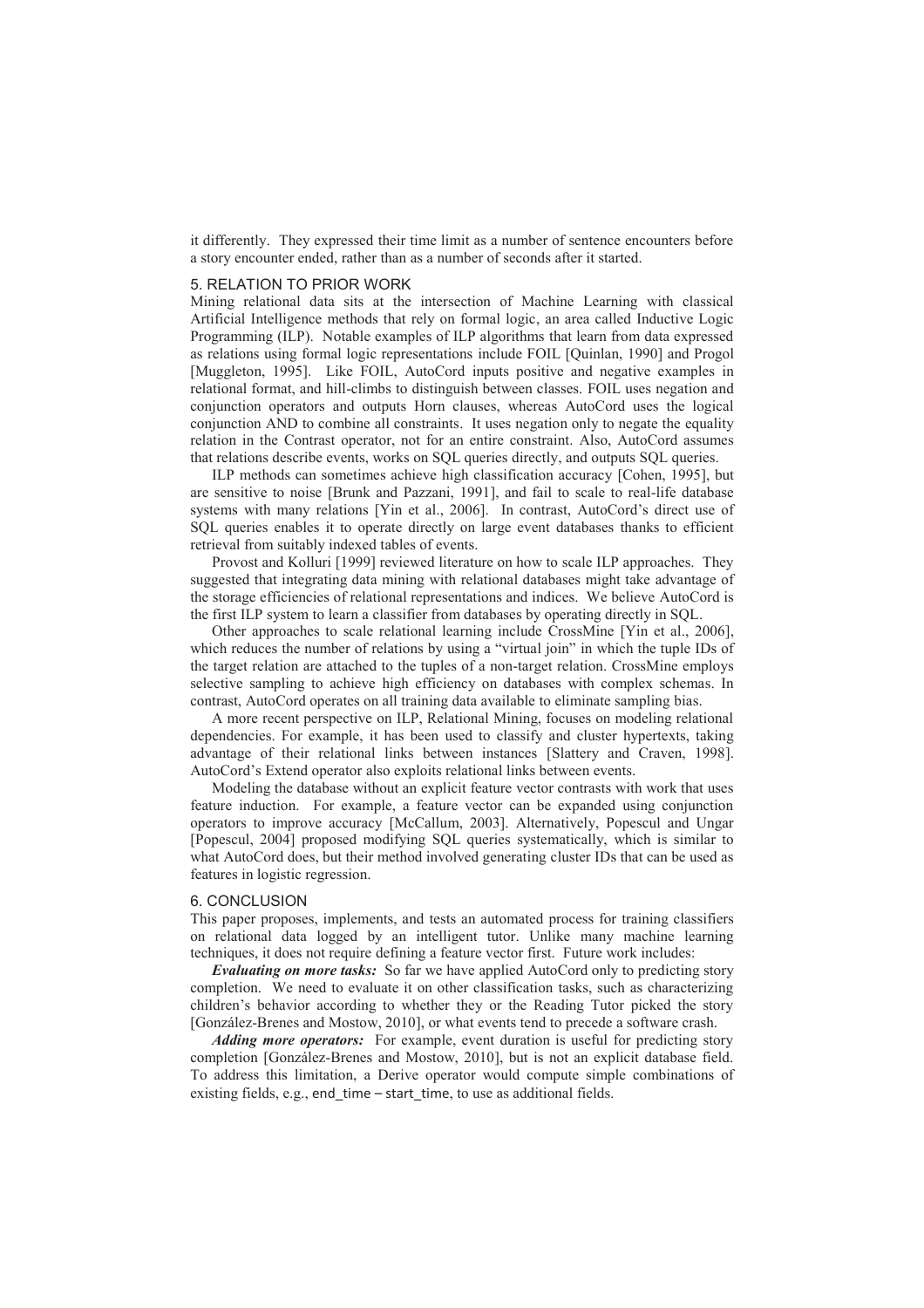it differently. They expressed their time limit as a number of sentence encounters before a story encounter ended, rather than as a number of seconds after it started.

## 5. RELATION TO PRIOR WORK

Mining relational data sits at the intersection of Machine Learning with classical Artificial Intelligence methods that rely on formal logic, an area called Inductive Logic Programming (ILP). Notable examples of ILP algorithms that learn from data expressed as relations using formal logic representations include FOIL [Quinlan, 1990] and Progol [Muggleton, 1995]. Like FOIL, AutoCord inputs positive and negative examples in relational format, and hill-climbs to distinguish between classes. FOIL uses negation and conjunction operators and outputs Horn clauses, whereas AutoCord uses the logical conjunction AND to combine all constraints. It uses negation only to negate the equality relation in the Contrast operator, not for an entire constraint. Also, AutoCord assumes that relations describe events, works on SQL queries directly, and outputs SQL queries.

ILP methods can sometimes achieve high classification accuracy [Cohen, 1995], but are sensitive to noise [Brunk and Pazzani, 1991], and fail to scale to real-life database systems with many relations [Yin et al., 2006]. In contrast, AutoCord's direct use of SQL queries enables it to operate directly on large event databases thanks to efficient retrieval from suitably indexed tables of events.

Provost and Kolluri [1999] reviewed literature on how to scale ILP approaches. They suggested that integrating data mining with relational databases might take advantage of the storage efficiencies of relational representations and indices. We believe AutoCord is the first ILP system to learn a classifier from databases by operating directly in SQL.

Other approaches to scale relational learning include CrossMine [Yin et al., 2006], which reduces the number of relations by using a "virtual join" in which the tuple IDs of the target relation are attached to the tuples of a non-target relation. CrossMine employs selective sampling to achieve high efficiency on databases with complex schemas. In contrast, AutoCord operates on all training data available to eliminate sampling bias.

A more recent perspective on ILP, Relational Mining, focuses on modeling relational dependencies. For example, it has been used to classify and cluster hypertexts, taking advantage of their relational links between instances [Slattery and Craven, 1998]. AutoCord's Extend operator also exploits relational links between events.

Modeling the database without an explicit feature vector contrasts with work that uses feature induction. For example, a feature vector can be expanded using conjunction operators to improve accuracy [McCallum, 2003]. Alternatively, Popescul and Ungar [Popescul, 2004] proposed modifying SQL queries systematically, which is similar to what AutoCord does, but their method involved generating cluster IDs that can be used as features in logistic regression.

## 6. CONCLUSION

This paper proposes, implements, and tests an automated process for training classifiers on relational data logged by an intelligent tutor. Unlike many machine learning techniques, it does not require defining a feature vector first. Future work includes:

***Evaluating on more tasks:*** So far we have applied AutoCord only to predicting story completion. We need to evaluate it on other classification tasks, such as characterizing children's behavior according to whether they or the Reading Tutor picked the story [González-Brenes and Mostow, 2010], or what events tend to precede a software crash.

***Adding more operators:*** For example, event duration is useful for predicting story completion [González-Brenes and Mostow, 2010], but is not an explicit database field. To address this limitation, a Derive operator would compute simple combinations of existing fields, e.g., end_time – start_time, to use as additional fields.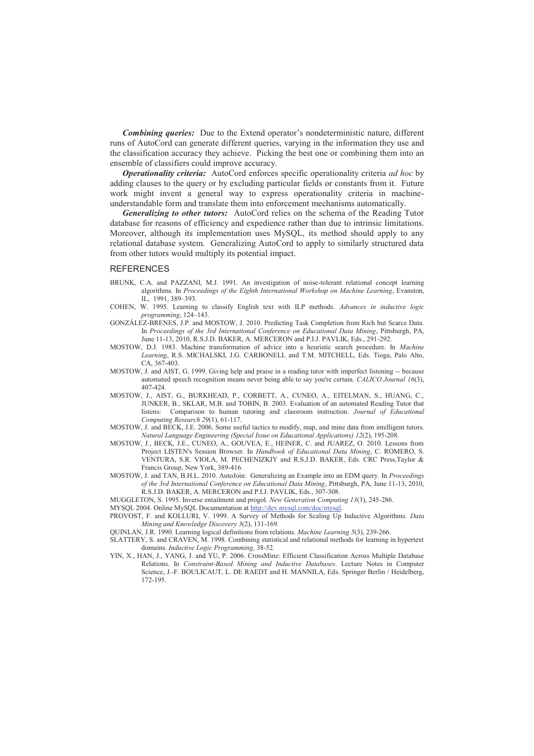***Combining queries:*** Due to the Extend operator's nondeterministic nature, different runs of AutoCord can generate different queries, varying in the information they use and the classification accuracy they achieve. Picking the best one or combining them into an ensemble of classifiers could improve accuracy.

***Operationality criteria:*** AutoCord enforces specific operationality criteria *ad hoc* by adding clauses to the query or by excluding particular fields or constants from it. Future work might invent a general way to express operationality criteria in machine-understandable form and translate them into enforcement mechanisms automatically.

***Generalizing to other tutors:*** AutoCord relies on the schema of the Reading Tutor database for reasons of efficiency and expedience rather than due to intrinsic limitations. Moreover, although its implementation uses MySQL, its method should apply to any relational database system. Generalizing AutoCord to apply to similarly structured data from other tutors would multiply its potential impact.

## REFERENCES

BRUNK, C.A. and PAZZANI, M.J. 1991. An investigation of noise-tolerant relational concept learning algorithms. In *Proceedings of the Eighth International Workshop on Machine Learning*, Evanston, IL, 1991, 389–393.

COHEN, W. 1995. Learning to classify English text with ILP methods. *Advances in inductive logic programming*, 124–143.

GONZÁLEZ-BRENES, J.P. and MOSTOW, J. 2010. Predicting Task Completion from Rich but Scarce Data. In *Proceedings of the 3rd International Conference on Educational Data Mining*, Pittsburgh, PA, June 11-13, 2010, R.S.J.D. BAKER, A. MERCERON and P.I.J. PAVLIK, Eds., 291-292.

MOSTOW, D.J. 1983. Machine transformation of advice into a heuristic search procedure. In *Machine Learning*, R.S. MICHALSKI, J.G. CARBONELL and T.M. MITCHELL, Eds. Tioga, Palo Alto, CA, 367-403.

MOSTOW, J. and AIST, G. 1999. Giving help and praise in a reading tutor with imperfect listening -- because automated speech recognition means never being able to say you're certain. *CALICO Journal 16*(3), 407-424.

MOSTOW, J., AIST, G., BURKHEAD, P., CORBETT, A., CUNEO, A., EITELMAN, S., HUANG, C., JUNKER, B., SKLAR, M.B. and TOBIN, B. 2003. Evaluation of an automated Reading Tutor that listens: Comparison to human tutoring and classroom instruction. *Journal of Educational Computing Research 29*(1), 61-117.

MOSTOW, J. and BECK, J.E. 2006. Some useful tactics to modify, map, and mine data from intelligent tutors. *Natural Language Engineering (Special Issue on Educational Applications) 12*(2), 195-208.

MOSTOW, J., BECK, J.E., CUNEO, A., GOUVEA, E., HEINER, C. and JUAREZ, O. 2010. Lessons from Project LISTEN's Session Browser. In *Handbook of Educational Data Mining*, C. ROMERO, S. VENTURA, S.R. VIOLA, M. PECHENIZKIY and R.S.J.D. BAKER, Eds. CRC Press,Taylor & Francis Group, New York, 389-416.

MOSTOW, J. and TAN, B.H.L. 2010. AutoJoin: Generalizing an Example into an EDM query. In *Proceedings of the 3rd International Conference on Educational Data Mining*, Pittsburgh, PA, June 11-13, 2010, R.S.J.D. BAKER, A. MERCERON and P.I.J. PAVLIK, Eds., 307-308.

MUGGLETON, S. 1995. Inverse entailment and progol. *New Generation Computing 13*(3), 245-286.

MYSQL 2004. Online MySQL Documentation at http://dev.mysql.com/doc/mysql.

PROVOST, F. and KOLLURI, V. 1999. A Survey of Methods for Scaling Up Inductive Algorithms. *Data Mining and Knowledge Discovery 3*(2), 131-169.

QUINLAN, J.R. 1990. Learning logical definitions from relations. *Machine Learning 5*(3), 239-266.

SLATTERY, S. and CRAVEN, M. 1998. Combining statistical and relational methods for learning in hypertext domains. *Inductive Logic Programming*, 38-52.

YIN, X., HAN, J., YANG, J. and YU, P. 2006. CrossMine: Efficient Classification Across Multiple Database Relations. In *Constraint-Based Mining and Inductive Databases*. Lecture Notes in Computer Science, J.-F. BOULICAUT, L. DE RAEDT and H. MANNILA, Eds. Springer Berlin / Heidelberg, 172-195.